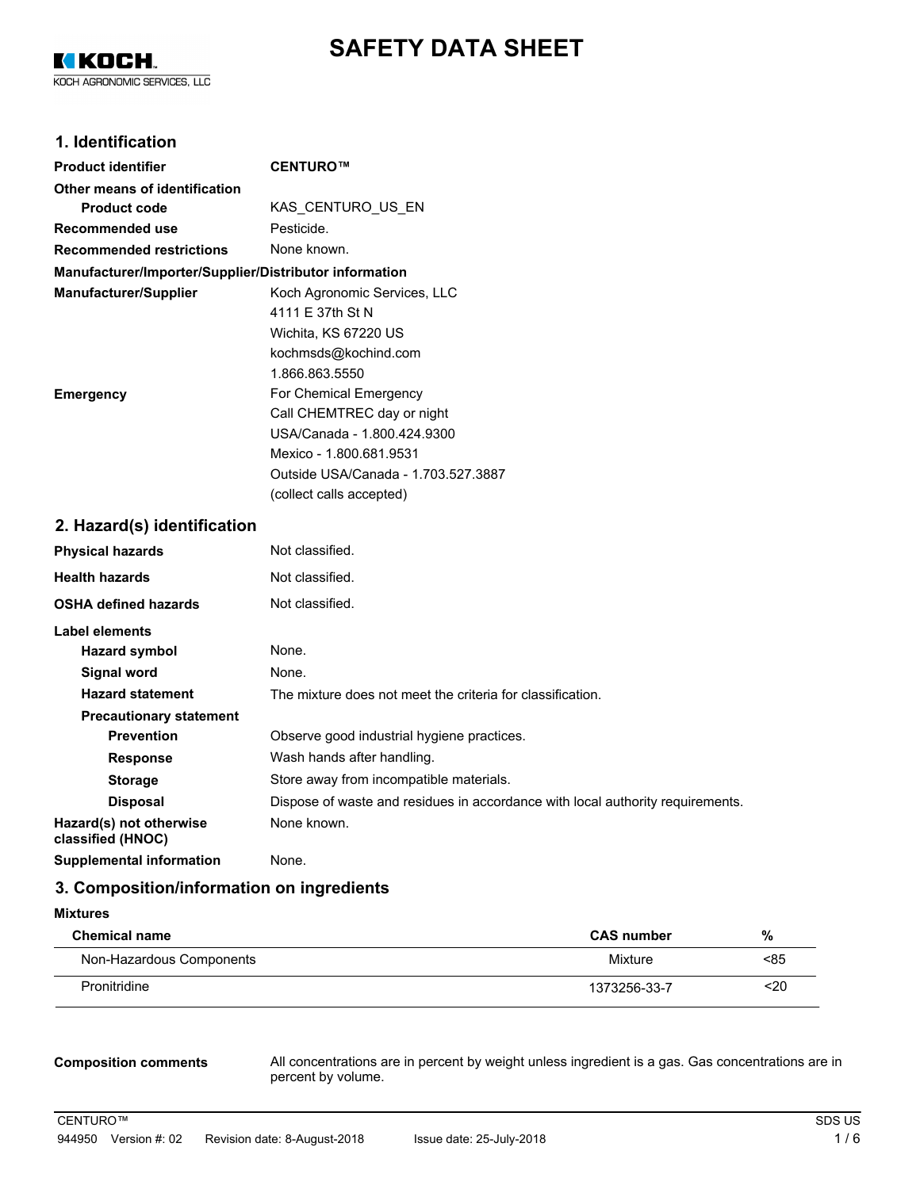KOCH
KOCH AGRONOMIC SERVICES, LLC

# SAFETY DATA SHEET

## 1. Identification

| | |
|---|---|
| **Product identifier** | **CENTURO™** |
| **Other means of identification** | |
| **Product code** | KAS_CENTURO_US_EN |
| **Recommended use** | Pesticide. |
| **Recommended restrictions** | None known. |

**Manufacturer/Importer/Supplier/Distributor information**

| | |
|---|---|
| **Manufacturer/Supplier** | Koch Agronomic Services, LLC<br>4111 E 37th St N<br>Wichita, KS 67220 US<br>kochmsds@kochind.com<br>1.866.863.5550 |
| **Emergency** | For Chemical Emergency<br>Call CHEMTREC day or night<br>USA/Canada - 1.800.424.9300<br>Mexico - 1.800.681.9531<br>Outside USA/Canada - 1.703.527.3887<br>(collect calls accepted) |

## 2. Hazard(s) identification

| | |
|---|---|
| **Physical hazards** | Not classified. |
| **Health hazards** | Not classified. |
| **OSHA defined hazards** | Not classified. |
| **Label elements** | |
| **Hazard symbol** | None. |
| **Signal word** | None. |
| **Hazard statement** | The mixture does not meet the criteria for classification. |
| **Precautionary statement** | |
| **Prevention** | Observe good industrial hygiene practices. |
| **Response** | Wash hands after handling. |
| **Storage** | Store away from incompatible materials. |
| **Disposal** | Dispose of waste and residues in accordance with local authority requirements. |
| **Hazard(s) not otherwise classified (HNOC)** | None known. |
| **Supplemental information** | None. |

## 3. Composition/information on ingredients

**Mixtures**

| Chemical name | CAS number | % |
|---|---|---|
| Non-Hazardous Components | Mixture | <85 |
| Pronitridine | 1373256-33-7 | <20 |

**Composition comments** All concentrations are in percent by weight unless ingredient is a gas. Gas concentrations are in percent by volume.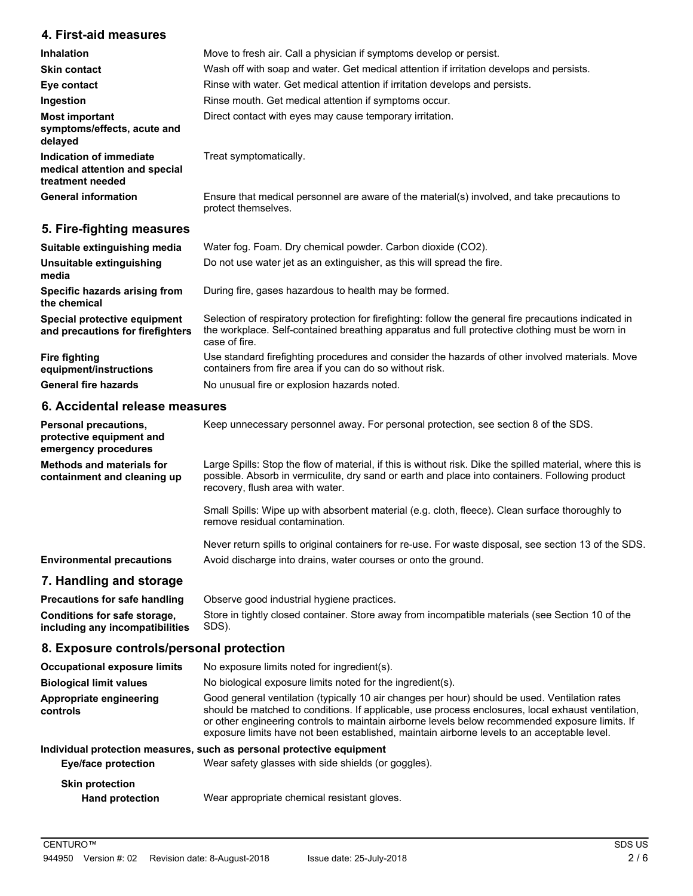## 4. First-aid measures

| | |
|---|---|
| **Inhalation** | Move to fresh air. Call a physician if symptoms develop or persist. |
| **Skin contact** | Wash off with soap and water. Get medical attention if irritation develops and persists. |
| **Eye contact** | Rinse with water. Get medical attention if irritation develops and persists. |
| **Ingestion** | Rinse mouth. Get medical attention if symptoms occur. |
| **Most important symptoms/effects, acute and delayed** | Direct contact with eyes may cause temporary irritation. |
| **Indication of immediate medical attention and special treatment needed** | Treat symptomatically. |
| **General information** | Ensure that medical personnel are aware of the material(s) involved, and take precautions to protect themselves. |

## 5. Fire-fighting measures

| | |
|---|---|
| **Suitable extinguishing media** | Water fog. Foam. Dry chemical powder. Carbon dioxide ($CO_2$). |
| **Unsuitable extinguishing media** | Do not use water jet as an extinguisher, as this will spread the fire. |
| **Specific hazards arising from the chemical** | During fire, gases hazardous to health may be formed. |
| **Special protective equipment and precautions for firefighters** | Selection of respiratory protection for firefighting: follow the general fire precautions indicated in the workplace. Self-contained breathing apparatus and full protective clothing must be worn in case of fire. |
| **Fire fighting equipment/instructions** | Use standard firefighting procedures and consider the hazards of other involved materials. Move containers from fire area if you can do so without risk. |
| **General fire hazards** | No unusual fire or explosion hazards noted. |

## 6. Accidental release measures

| | |
|---|---|
| **Personal precautions, protective equipment and emergency procedures** | Keep unnecessary personnel away. For personal protection, see section 8 of the SDS. |
| **Methods and materials for containment and cleaning up** | Large Spills: Stop the flow of material, if this is without risk. Dike the spilled material, where this is possible. Absorb in vermiculite, dry sand or earth and place into containers. Following product recovery, flush area with water.<br><br>Small Spills: Wipe up with absorbent material (e.g. cloth, fleece). Clean surface thoroughly to remove residual contamination.<br><br>Never return spills to original containers for re-use. For waste disposal, see section 13 of the SDS. |
| **Environmental precautions** | Avoid discharge into drains, water courses or onto the ground. |

## 7. Handling and storage

| | |
|---|---|
| **Precautions for safe handling** | Observe good industrial hygiene practices. |
| **Conditions for safe storage, including any incompatibilities** | Store in tightly closed container. Store away from incompatible materials (see Section 10 of the SDS). |

## 8. Exposure controls/personal protection

| | |
|---|---|
| **Occupational exposure limits** | No exposure limits noted for ingredient(s). |
| **Biological limit values** | No biological exposure limits noted for the ingredient(s). |
| **Appropriate engineering controls** | Good general ventilation (typically 10 air changes per hour) should be used. Ventilation rates should be matched to conditions. If applicable, use process enclosures, local exhaust ventilation, or other engineering controls to maintain airborne levels below recommended exposure limits. If exposure limits have not been established, maintain airborne levels to an acceptable level. |

**Individual protection measures, such as personal protective equipment**

| | |
|---|---|
| **Eye/face protection** | Wear safety glasses with side shields (or goggles). |
| **Skin protection** | |
| **Hand protection** | Wear appropriate chemical resistant gloves. |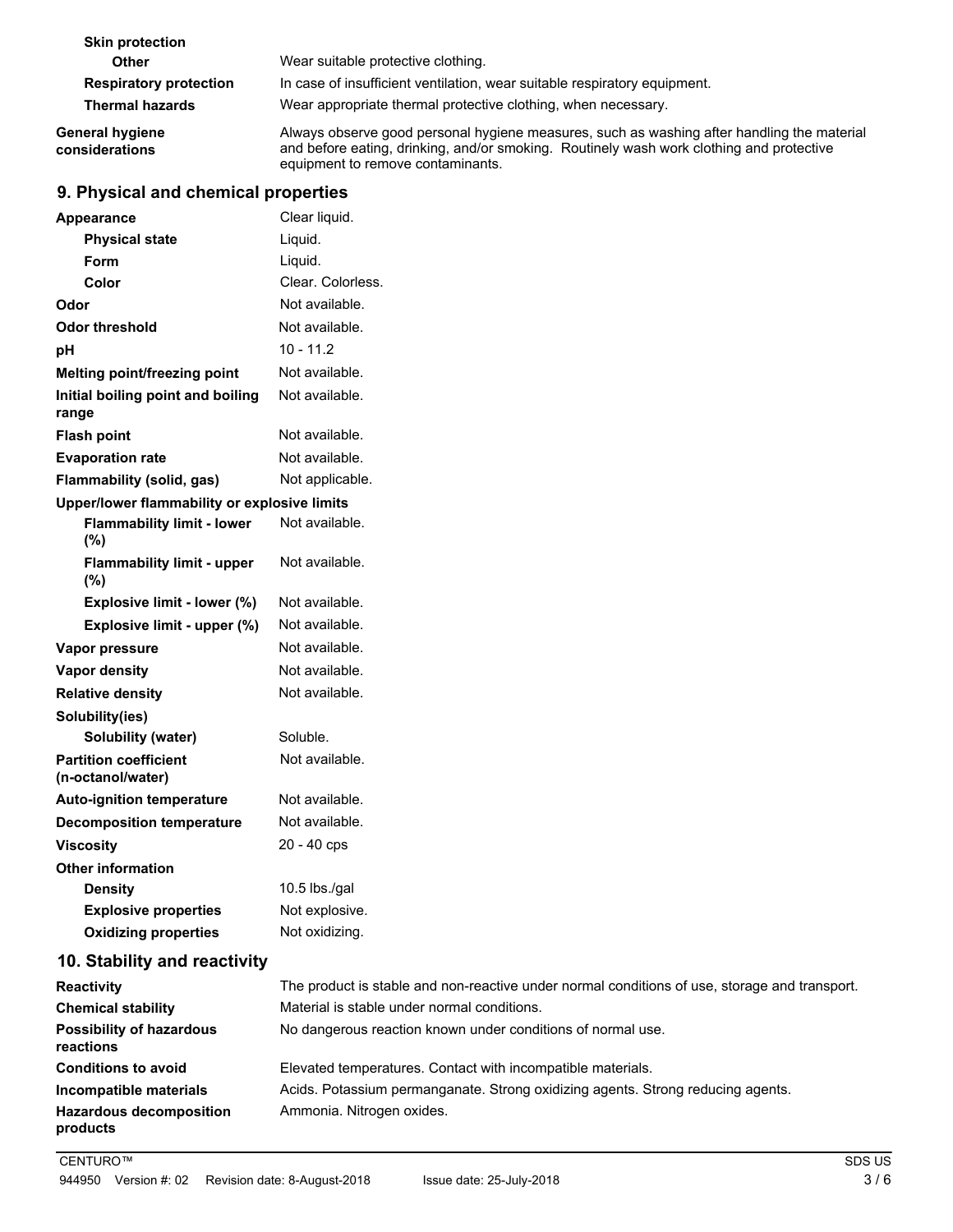| | |
|---|---|
| **Skin protection** | |
| **Other** | Wear suitable protective clothing. |
| **Respiratory protection** | In case of insufficient ventilation, wear suitable respiratory equipment. |
| **Thermal hazards** | Wear appropriate thermal protective clothing, when necessary. |
| **General hygiene considerations** | Always observe good personal hygiene measures, such as washing after handling the material and before eating, drinking, and/or smoking. Routinely wash work clothing and protective equipment to remove contaminants. |

## 9. Physical and chemical properties

| | |
|---|---|
| **Appearance** | Clear liquid. |
| **Physical state** | Liquid. |
| **Form** | Liquid. |
| **Color** | Clear. Colorless. |
| **Odor** | Not available. |
| **Odor threshold** | Not available. |
| **pH** | 10 - 11.2 |
| **Melting point/freezing point** | Not available. |
| **Initial boiling point and boiling range** | Not available. |
| **Flash point** | Not available. |
| **Evaporation rate** | Not available. |
| **Flammability (solid, gas)** | Not applicable. |
| **Upper/lower flammability or explosive limits** | |
| **Flammability limit - lower (%)** | Not available. |
| **Flammability limit - upper (%)** | Not available. |
| **Explosive limit - lower (%)** | Not available. |
| **Explosive limit - upper (%)** | Not available. |
| **Vapor pressure** | Not available. |
| **Vapor density** | Not available. |
| **Relative density** | Not available. |
| **Solubility(ies)** | |
| **Solubility (water)** | Soluble. |
| **Partition coefficient (n-octanol/water)** | Not available. |
| **Auto-ignition temperature** | Not available. |
| **Decomposition temperature** | Not available. |
| **Viscosity** | 20 - 40 cps |
| **Other information** | |
| **Density** | 10.5 lbs./gal |
| **Explosive properties** | Not explosive. |
| **Oxidizing properties** | Not oxidizing. |

## 10. Stability and reactivity

| | |
|---|---|
| **Reactivity** | The product is stable and non-reactive under normal conditions of use, storage and transport. |
| **Chemical stability** | Material is stable under normal conditions. |
| **Possibility of hazardous reactions** | No dangerous reaction known under conditions of normal use. |
| **Conditions to avoid** | Elevated temperatures. Contact with incompatible materials. |
| **Incompatible materials** | Acids. Potassium permanganate. Strong oxidizing agents. Strong reducing agents. |
| **Hazardous decomposition products** | Ammonia. Nitrogen oxides. |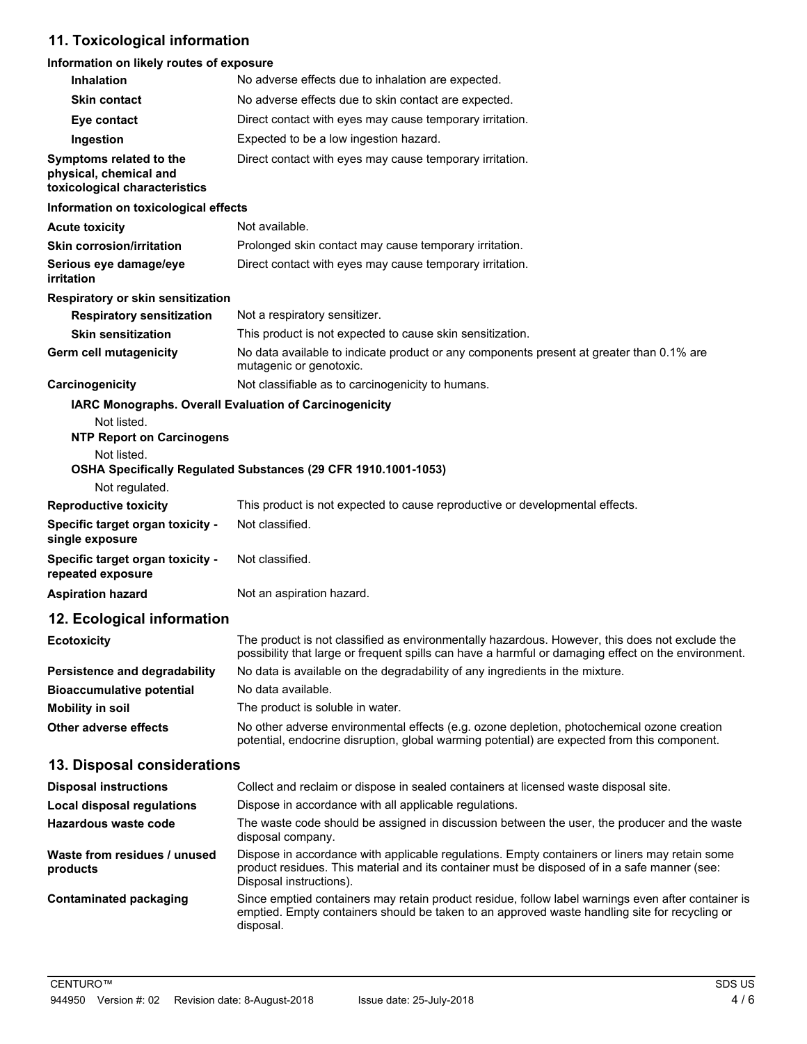## 11. Toxicological information

**Information on likely routes of exposure**

| | |
|---|---|
| **Inhalation** | No adverse effects due to inhalation are expected. |
| **Skin contact** | No adverse effects due to skin contact are expected. |
| **Eye contact** | Direct contact with eyes may cause temporary irritation. |
| **Ingestion** | Expected to be a low ingestion hazard. |
| **Symptoms related to the physical, chemical and toxicological characteristics** | Direct contact with eyes may cause temporary irritation. |

**Information on toxicological effects**

| | |
|---|---|
| **Acute toxicity** | Not available. |
| **Skin corrosion/irritation** | Prolonged skin contact may cause temporary irritation. |
| **Serious eye damage/eye irritation** | Direct contact with eyes may cause temporary irritation. |

**Respiratory or skin sensitization**

| | |
|---|---|
| **Respiratory sensitization** | Not a respiratory sensitizer. |
| **Skin sensitization** | This product is not expected to cause skin sensitization. |
| **Germ cell mutagenicity** | No data available to indicate product or any components present at greater than 0.1% are mutagenic or genotoxic. |
| **Carcinogenicity** | Not classifiable as to carcinogenicity to humans. |

**IARC Monographs. Overall Evaluation of Carcinogenicity**

Not listed.

**NTP Report on Carcinogens**

Not listed.

**OSHA Specifically Regulated Substances (29 CFR 1910.1001-1053)**

Not regulated.

| | |
|---|---|
| **Reproductive toxicity** | This product is not expected to cause reproductive or developmental effects. |
| **Specific target organ toxicity - single exposure** | Not classified. |
| **Specific target organ toxicity - repeated exposure** | Not classified. |
| **Aspiration hazard** | Not an aspiration hazard. |

## 12. Ecological information

| | |
|---|---|
| **Ecotoxicity** | The product is not classified as environmentally hazardous. However, this does not exclude the possibility that large or frequent spills can have a harmful or damaging effect on the environment. |
| **Persistence and degradability** | No data is available on the degradability of any ingredients in the mixture. |
| **Bioaccumulative potential** | No data available. |
| **Mobility in soil** | The product is soluble in water. |
| **Other adverse effects** | No other adverse environmental effects (e.g. ozone depletion, photochemical ozone creation potential, endocrine disruption, global warming potential) are expected from this component. |

## 13. Disposal considerations

| | |
|---|---|
| **Disposal instructions** | Collect and reclaim or dispose in sealed containers at licensed waste disposal site. |
| **Local disposal regulations** | Dispose in accordance with all applicable regulations. |
| **Hazardous waste code** | The waste code should be assigned in discussion between the user, the producer and the waste disposal company. |
| **Waste from residues / unused products** | Dispose in accordance with applicable regulations. Empty containers or liners may retain some product residues. This material and its container must be disposed of in a safe manner (see: Disposal instructions). |
| **Contaminated packaging** | Since emptied containers may retain product residue, follow label warnings even after container is emptied. Empty containers should be taken to an approved waste handling site for recycling or disposal. |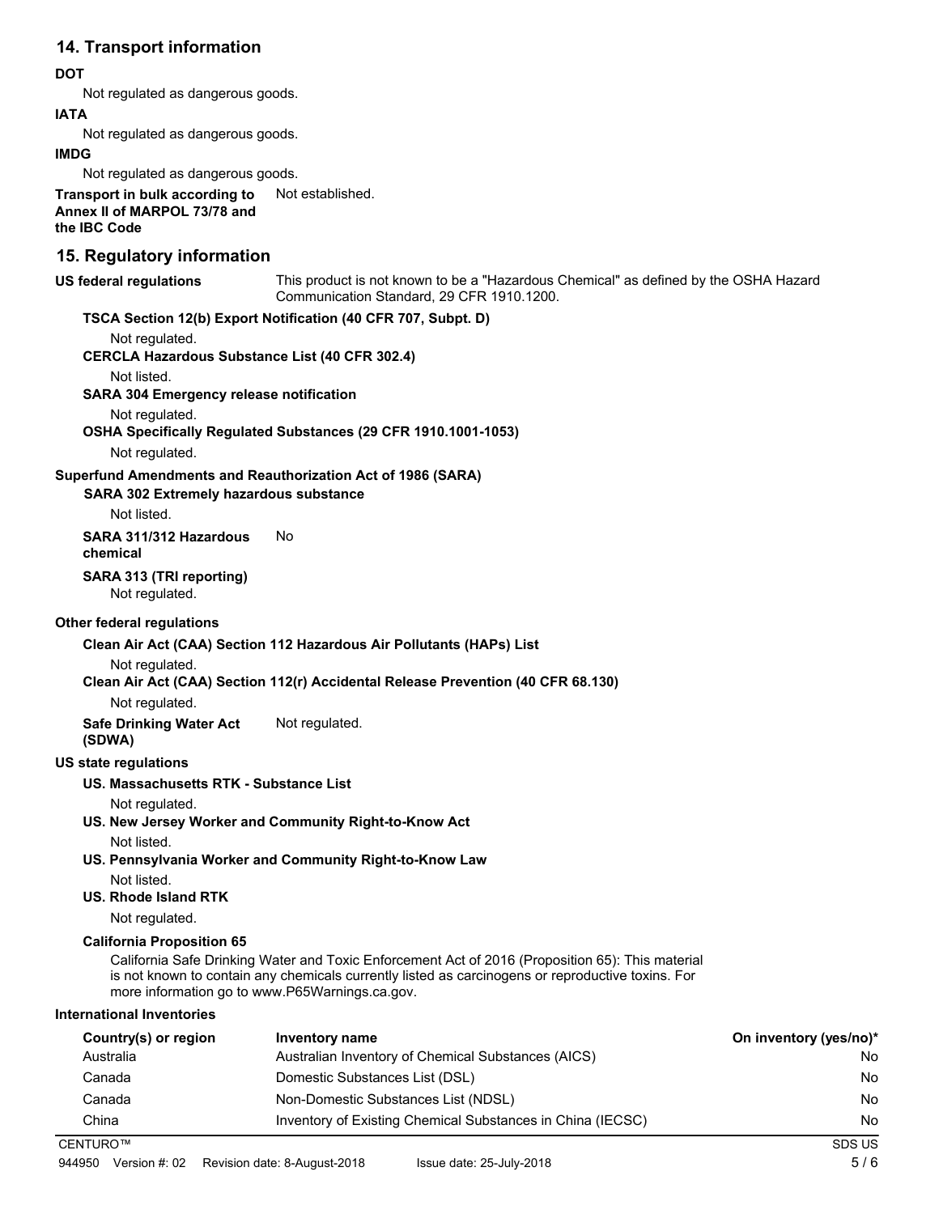## 14. Transport information

**DOT**

Not regulated as dangerous goods.

**IATA**

Not regulated as dangerous goods.

**IMDG**

Not regulated as dangerous goods.

**Transport in bulk according to Annex II of MARPOL 73/78 and the IBC Code** Not established.

## 15. Regulatory information

**US federal regulations** This product is not known to be a "Hazardous Chemical" as defined by the OSHA Hazard Communication Standard, 29 CFR 1910.1200.

**TSCA Section 12(b) Export Notification (40 CFR 707, Subpt. D)**

Not regulated.

**CERCLA Hazardous Substance List (40 CFR 302.4)**

Not listed.

**SARA 304 Emergency release notification**

Not regulated.

**OSHA Specifically Regulated Substances (29 CFR 1910.1001-1053)**

Not regulated.

**Superfund Amendments and Reauthorization Act of 1986 (SARA)**

**SARA 302 Extremely hazardous substance**

Not listed.

**SARA 311/312 Hazardous chemical** No

**SARA 313 (TRI reporting)**

Not regulated.

**Other federal regulations**

**Clean Air Act (CAA) Section 112 Hazardous Air Pollutants (HAPs) List**

Not regulated.

**Clean Air Act (CAA) Section 112(r) Accidental Release Prevention (40 CFR 68.130)**

Not regulated.

**Safe Drinking Water Act (SDWA)** Not regulated.

**US state regulations**

**US. Massachusetts RTK - Substance List**

Not regulated.

**US. New Jersey Worker and Community Right-to-Know Act**

Not listed.

**US. Pennsylvania Worker and Community Right-to-Know Law**

Not listed.

**US. Rhode Island RTK**

Not regulated.

**California Proposition 65**

California Safe Drinking Water and Toxic Enforcement Act of 2016 (Proposition 65): This material is not known to contain any chemicals currently listed as carcinogens or reproductive toxins. For more information go to www.P65Warnings.ca.gov.

**International Inventories**

| Country(s) or region | Inventory name | On inventory (yes/no)* |
|---|---|---|
| Australia | Australian Inventory of Chemical Substances (AICS) | No |
| Canada | Domestic Substances List (DSL) | No |
| Canada | Non-Domestic Substances List (NDSL) | No |
| China | Inventory of Existing Chemical Substances in China (IECSC) | No |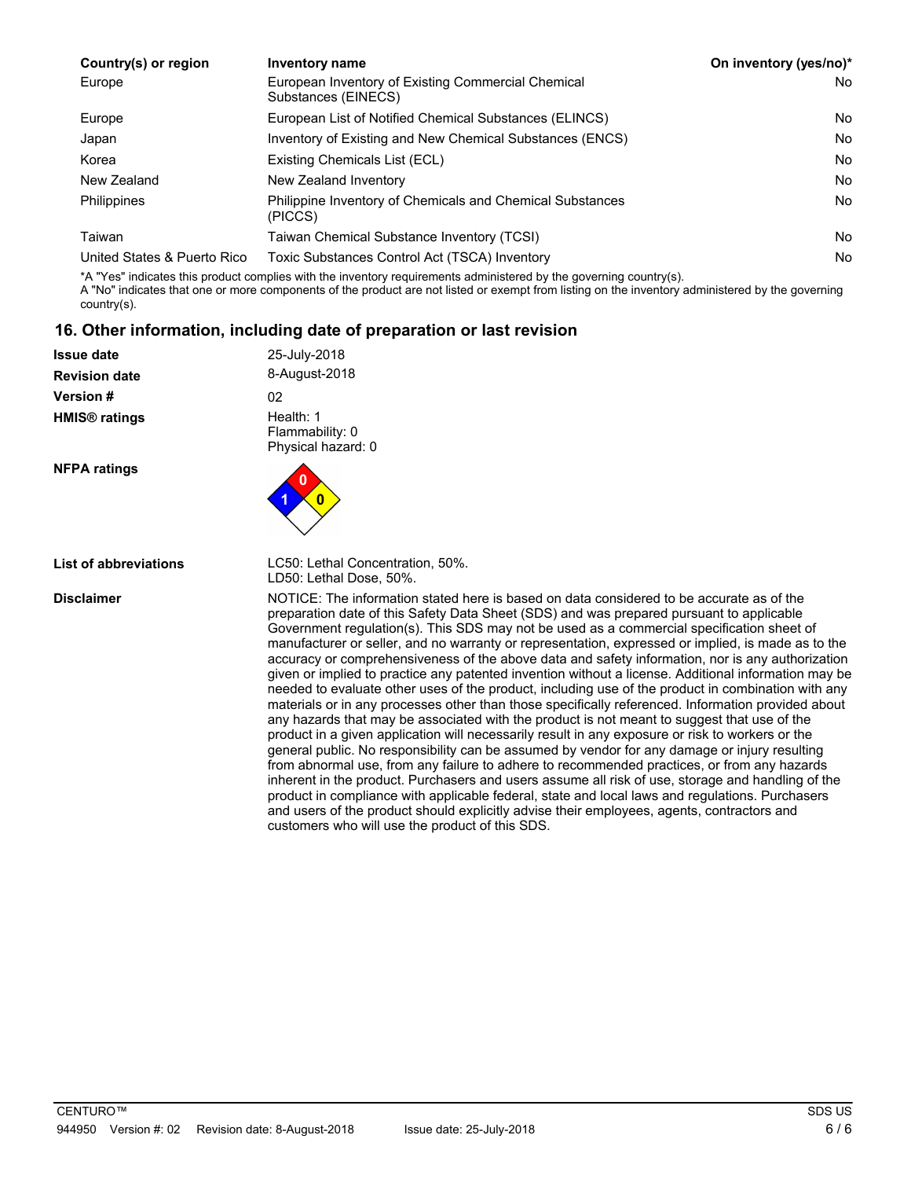| Country(s) or region | Inventory name | On inventory (yes/no)* |
| --- | --- | --- |
| Europe | European Inventory of Existing Commercial Chemical Substances (EINECS) | No |
| Europe | European List of Notified Chemical Substances (ELINCS) | No |
| Japan | Inventory of Existing and New Chemical Substances (ENCS) | No |
| Korea | Existing Chemicals List (ECL) | No |
| New Zealand | New Zealand Inventory | No |
| Philippines | Philippine Inventory of Chemicals and Chemical Substances (PICCS) | No |
| Taiwan | Taiwan Chemical Substance Inventory (TCSI) | No |
| United States & Puerto Rico | Toxic Substances Control Act (TSCA) Inventory | No |

*A "Yes" indicates this product complies with the inventory requirements administered by the governing country(s).
A "No" indicates that one or more components of the product are not listed or exempt from listing on the inventory administered by the governing country(s).

## 16. Other information, including date of preparation or last revision

**Issue date** 25-July-2018

**Revision date** 8-August-2018

**Version #** 02

**HMIS® ratings**
Health: 1
Flammability: 0
Physical hazard: 0

**NFPA ratings**
0
1 0

**List of abbreviations**
LC50: Lethal Concentration, 50%.
LD50: Lethal Dose, 50%.

**Disclaimer**
NOTICE: The information stated here is based on data considered to be accurate as of the preparation date of this Safety Data Sheet (SDS) and was prepared pursuant to applicable Government regulation(s). This SDS may not be used as a commercial specification sheet of manufacturer or seller, and no warranty or representation, expressed or implied, is made as to the accuracy or comprehensiveness of the above data and safety information, nor is any authorization given or implied to practice any patented invention without a license. Additional information may be needed to evaluate other uses of the product, including use of the product in combination with any materials or in any processes other than those specifically referenced. Information provided about any hazards that may be associated with the product is not meant to suggest that use of the product in a given application will necessarily result in any exposure or risk to workers or the general public. No responsibility can be assumed by vendor for any damage or injury resulting from abnormal use, from any failure to adhere to recommended practices, or from any hazards inherent in the product. Purchasers and users assume all risk of use, storage and handling of the product in compliance with applicable federal, state and local laws and regulations. Purchasers and users of the product should explicitly advise their employees, agents, contractors and customers who will use the product of this SDS.